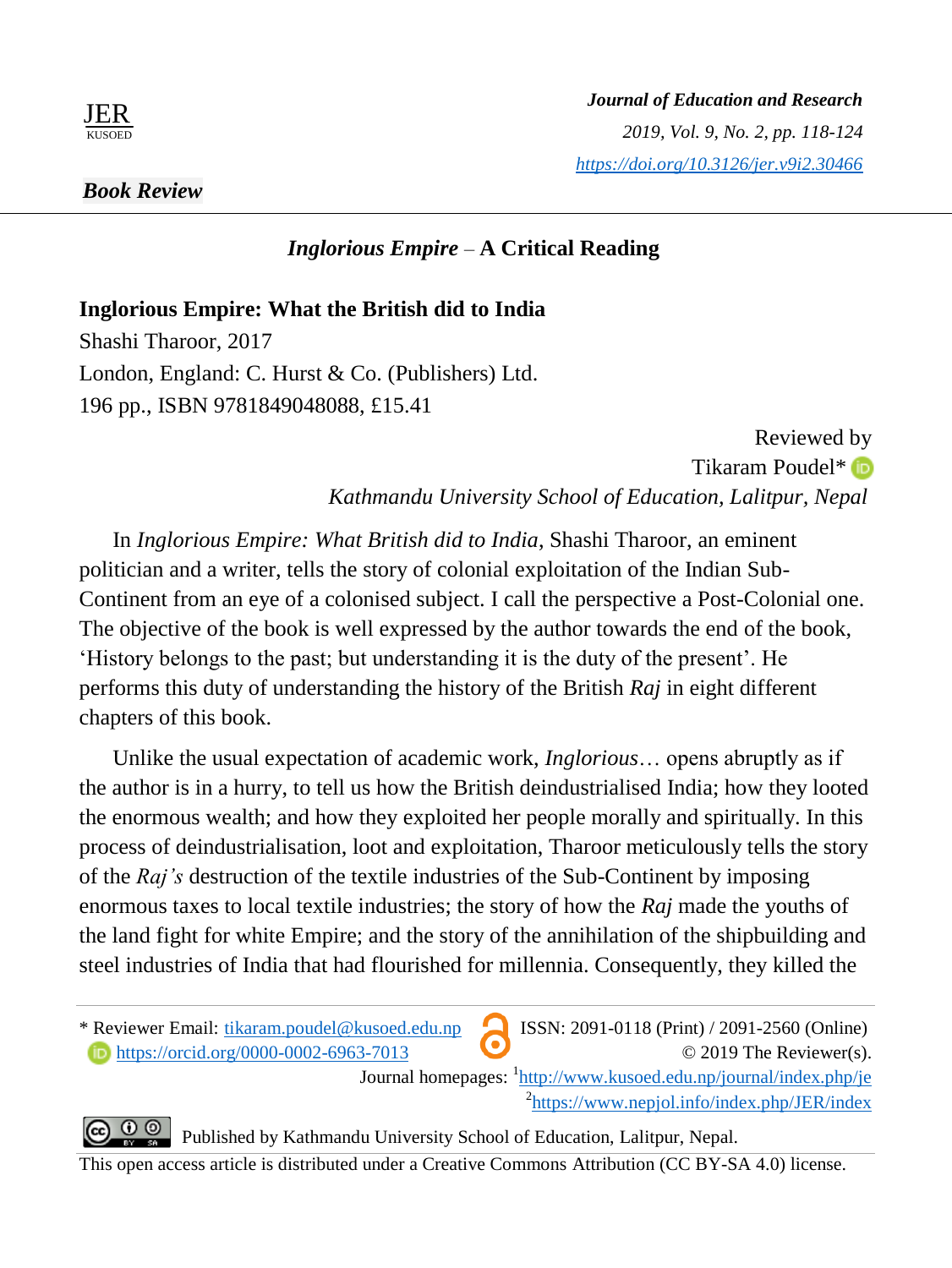**Book Review**

# *Inglorious Empire* – A Critical Reading

**Inglorious Empire: What the British did to India**
Shashi Tharoor, 2017
London, England: C. Hurst & Co. (Publishers) Ltd.
196 pp., ISBN 9781849048088, £15.41

Reviewed by
Tikaram Poudel*
*Kathmandu University School of Education, Lalitpur, Nepal*

In *Inglorious Empire: What British did to India*, Shashi Tharoor, an eminent politician and a writer, tells the story of colonial exploitation of the Indian Sub-Continent from an eye of a colonised subject. I call the perspective a Post-Colonial one. The objective of the book is well expressed by the author towards the end of the book, 'History belongs to the past; but understanding it is the duty of the present'. He performs this duty of understanding the history of the British *Raj* in eight different chapters of this book.

Unlike the usual expectation of academic work, *Inglorious*… opens abruptly as if the author is in a hurry, to tell us how the British deindustrialised India; how they looted the enormous wealth; and how they exploited her people morally and spiritually. In this process of deindustrialisation, loot and exploitation, Tharoor meticulously tells the story of the *Raj's* destruction of the textile industries of the Sub-Continent by imposing enormous taxes to local textile industries; the story of how the *Raj* made the youths of the land fight for white Empire; and the story of the annihilation of the shipbuilding and steel industries of India that had flourished for millennia. Consequently, they killed the

---

\* Reviewer Email: tikaram.poudel@kusoed.edu.np
https://orcid.org/0000-0002-6963-7013

ISSN: 2091-0118 (Print) / 2091-2560 (Online)
© 2019 The Reviewer(s).
Journal homepages: [1]http://www.kusoed.edu.np/journal/index.php/je
[2]https://www.nepjol.info/index.php/JER/index

Published by Kathmandu University School of Education, Lalitpur, Nepal.
This open access article is distributed under a Creative Commons Attribution (CC BY-SA 4.0) license.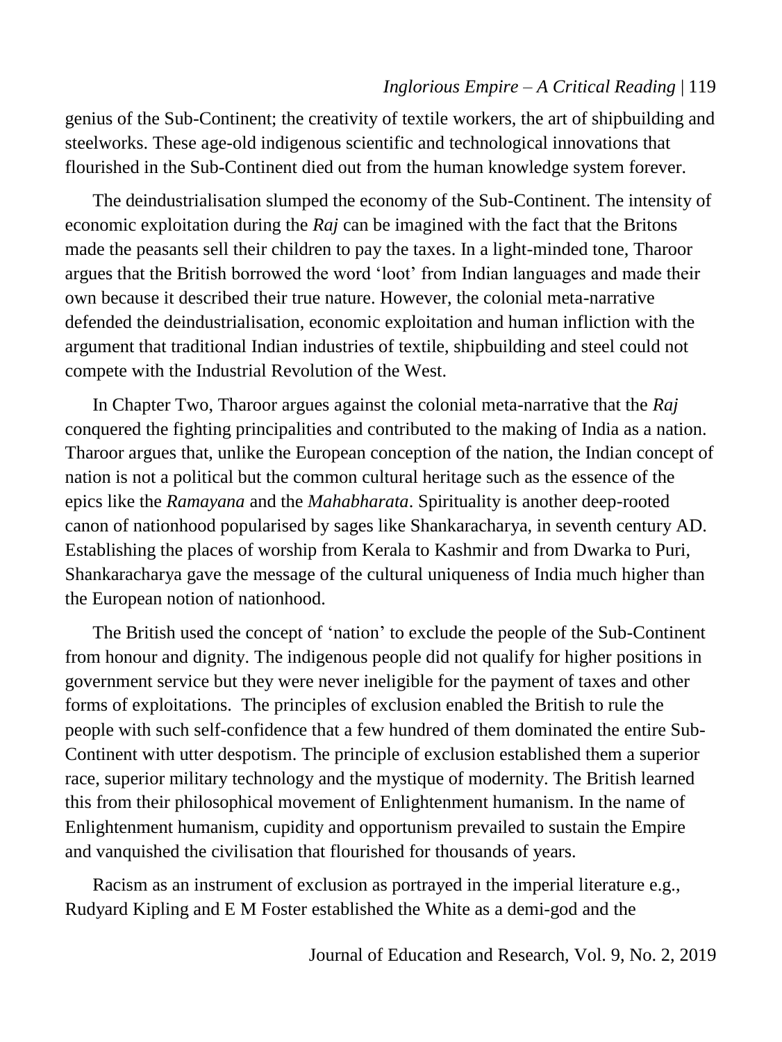genius of the Sub-Continent; the creativity of textile workers, the art of shipbuilding and steelworks. These age-old indigenous scientific and technological innovations that flourished in the Sub-Continent died out from the human knowledge system forever.

The deindustrialisation slumped the economy of the Sub-Continent. The intensity of economic exploitation during the *Raj* can be imagined with the fact that the Britons made the peasants sell their children to pay the taxes. In a light-minded tone, Tharoor argues that the British borrowed the word 'loot' from Indian languages and made their own because it described their true nature. However, the colonial meta-narrative defended the deindustrialisation, economic exploitation and human infliction with the argument that traditional Indian industries of textile, shipbuilding and steel could not compete with the Industrial Revolution of the West.

In Chapter Two, Tharoor argues against the colonial meta-narrative that the *Raj* conquered the fighting principalities and contributed to the making of India as a nation. Tharoor argues that, unlike the European conception of the nation, the Indian concept of nation is not a political but the common cultural heritage such as the essence of the epics like the *Ramayana* and the *Mahabharata*. Spirituality is another deep-rooted canon of nationhood popularised by sages like Shankaracharya, in seventh century AD. Establishing the places of worship from Kerala to Kashmir and from Dwarka to Puri, Shankaracharya gave the message of the cultural uniqueness of India much higher than the European notion of nationhood.

The British used the concept of 'nation' to exclude the people of the Sub-Continent from honour and dignity. The indigenous people did not qualify for higher positions in government service but they were never ineligible for the payment of taxes and other forms of exploitations. The principles of exclusion enabled the British to rule the people with such self-confidence that a few hundred of them dominated the entire Sub-Continent with utter despotism. The principle of exclusion established them a superior race, superior military technology and the mystique of modernity. The British learned this from their philosophical movement of Enlightenment humanism. In the name of Enlightenment humanism, cupidity and opportunism prevailed to sustain the Empire and vanquished the civilisation that flourished for thousands of years.

Racism as an instrument of exclusion as portrayed in the imperial literature e.g., Rudyard Kipling and E M Foster established the White as a demi-god and the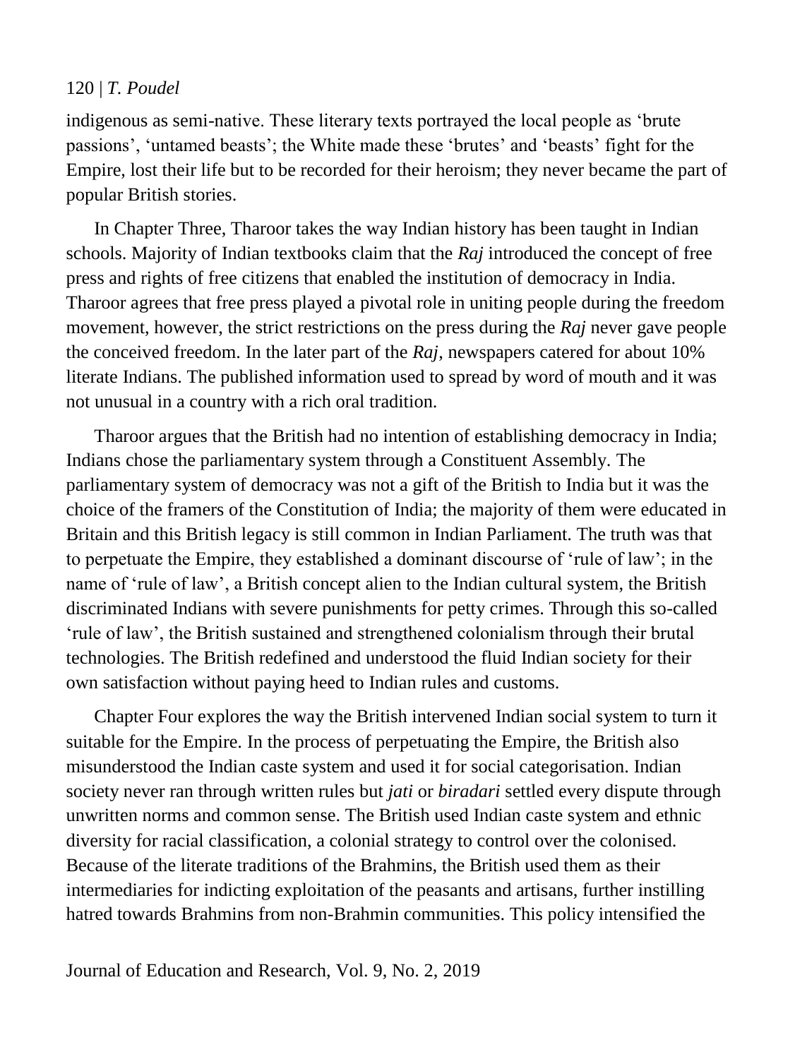indigenous as semi-native. These literary texts portrayed the local people as 'brute passions', 'untamed beasts'; the White made these 'brutes' and 'beasts' fight for the Empire, lost their life but to be recorded for their heroism; they never became the part of popular British stories.

In Chapter Three, Tharoor takes the way Indian history has been taught in Indian schools. Majority of Indian textbooks claim that the *Raj* introduced the concept of free press and rights of free citizens that enabled the institution of democracy in India. Tharoor agrees that free press played a pivotal role in uniting people during the freedom movement, however, the strict restrictions on the press during the *Raj* never gave people the conceived freedom. In the later part of the *Raj*, newspapers catered for about 10% literate Indians. The published information used to spread by word of mouth and it was not unusual in a country with a rich oral tradition.

Tharoor argues that the British had no intention of establishing democracy in India; Indians chose the parliamentary system through a Constituent Assembly. The parliamentary system of democracy was not a gift of the British to India but it was the choice of the framers of the Constitution of India; the majority of them were educated in Britain and this British legacy is still common in Indian Parliament. The truth was that to perpetuate the Empire, they established a dominant discourse of 'rule of law'; in the name of 'rule of law', a British concept alien to the Indian cultural system, the British discriminated Indians with severe punishments for petty crimes. Through this so-called 'rule of law', the British sustained and strengthened colonialism through their brutal technologies. The British redefined and understood the fluid Indian society for their own satisfaction without paying heed to Indian rules and customs.

Chapter Four explores the way the British intervened Indian social system to turn it suitable for the Empire. In the process of perpetuating the Empire, the British also misunderstood the Indian caste system and used it for social categorisation. Indian society never ran through written rules but *jati* or *biradari* settled every dispute through unwritten norms and common sense. The British used Indian caste system and ethnic diversity for racial classification, a colonial strategy to control over the colonised. Because of the literate traditions of the Brahmins, the British used them as their intermediaries for indicting exploitation of the peasants and artisans, further instilling hatred towards Brahmins from non-Brahmin communities. This policy intensified the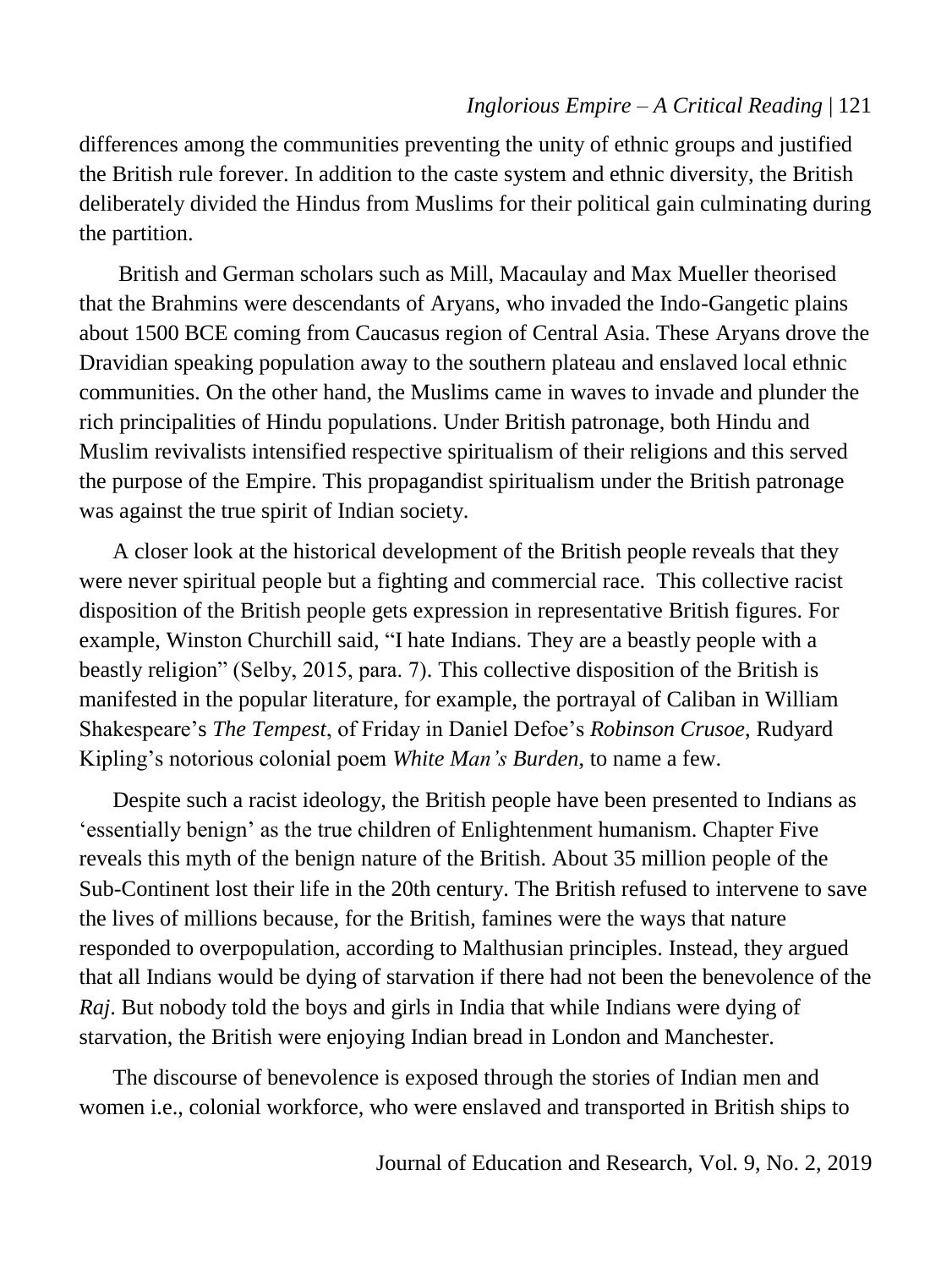differences among the communities preventing the unity of ethnic groups and justified the British rule forever. In addition to the caste system and ethnic diversity, the British deliberately divided the Hindus from Muslims for their political gain culminating during the partition.

British and German scholars such as Mill, Macaulay and Max Mueller theorised that the Brahmins were descendants of Aryans, who invaded the Indo-Gangetic plains about 1500 BCE coming from Caucasus region of Central Asia. These Aryans drove the Dravidian speaking population away to the southern plateau and enslaved local ethnic communities. On the other hand, the Muslims came in waves to invade and plunder the rich principalities of Hindu populations. Under British patronage, both Hindu and Muslim revivalists intensified respective spiritualism of their religions and this served the purpose of the Empire. This propagandist spiritualism under the British patronage was against the true spirit of Indian society.

A closer look at the historical development of the British people reveals that they were never spiritual people but a fighting and commercial race. This collective racist disposition of the British people gets expression in representative British figures. For example, Winston Churchill said, "I hate Indians. They are a beastly people with a beastly religion" (Selby, 2015, para. 7). This collective disposition of the British is manifested in the popular literature, for example, the portrayal of Caliban in William Shakespeare's *The Tempest*, of Friday in Daniel Defoe's *Robinson Crusoe*, Rudyard Kipling's notorious colonial poem *White Man's Burden*, to name a few.

Despite such a racist ideology, the British people have been presented to Indians as 'essentially benign' as the true children of Enlightenment humanism. Chapter Five reveals this myth of the benign nature of the British. About 35 million people of the Sub-Continent lost their life in the 20th century. The British refused to intervene to save the lives of millions because, for the British, famines were the ways that nature responded to overpopulation, according to Malthusian principles. Instead, they argued that all Indians would be dying of starvation if there had not been the benevolence of the *Raj*. But nobody told the boys and girls in India that while Indians were dying of starvation, the British were enjoying Indian bread in London and Manchester.

The discourse of benevolence is exposed through the stories of Indian men and women i.e., colonial workforce, who were enslaved and transported in British ships to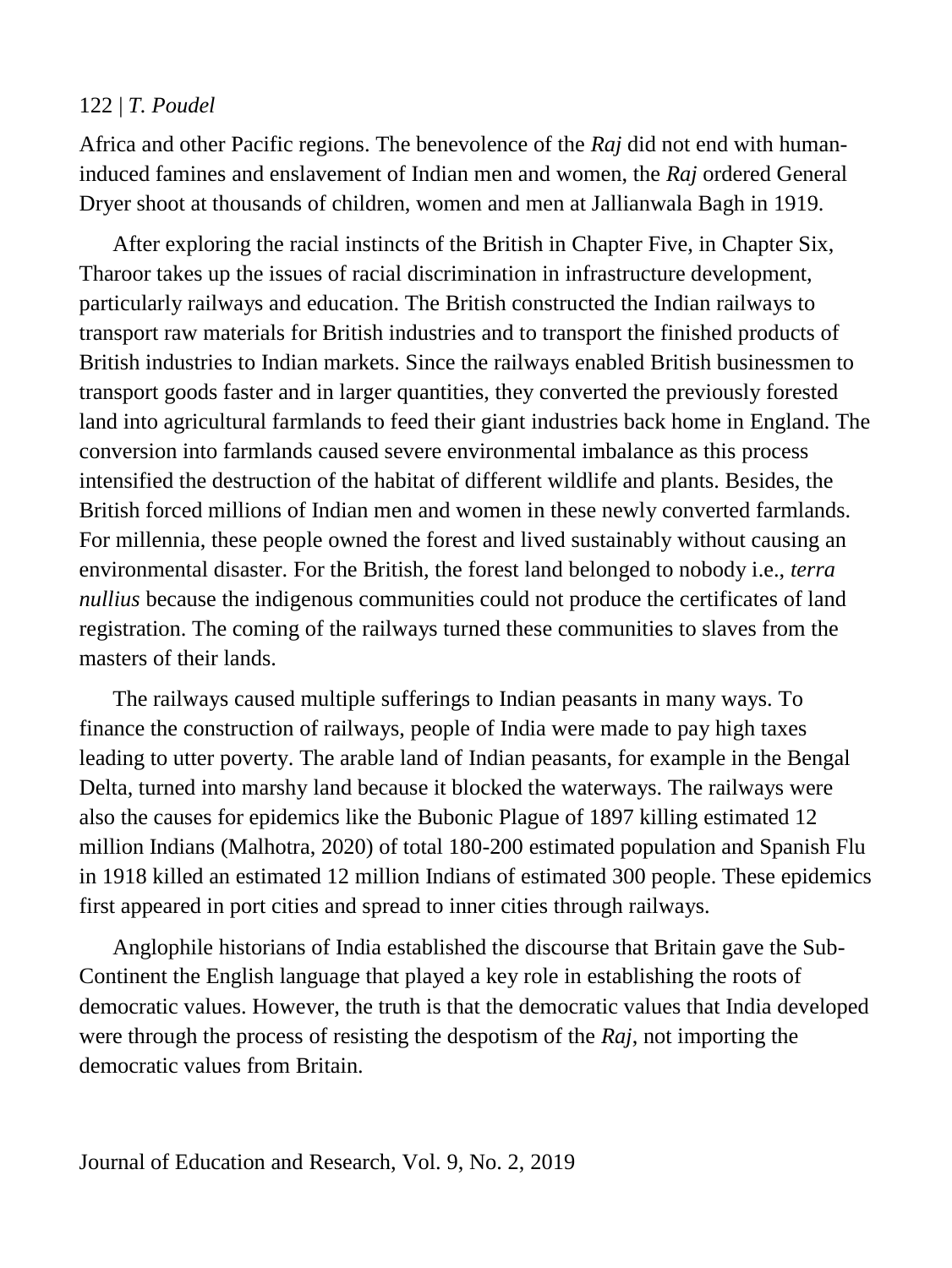Africa and other Pacific regions. The benevolence of the *Raj* did not end with human-induced famines and enslavement of Indian men and women, the *Raj* ordered General Dryer shoot at thousands of children, women and men at Jallianwala Bagh in 1919.

After exploring the racial instincts of the British in Chapter Five, in Chapter Six, Tharoor takes up the issues of racial discrimination in infrastructure development, particularly railways and education. The British constructed the Indian railways to transport raw materials for British industries and to transport the finished products of British industries to Indian markets. Since the railways enabled British businessmen to transport goods faster and in larger quantities, they converted the previously forested land into agricultural farmlands to feed their giant industries back home in England. The conversion into farmlands caused severe environmental imbalance as this process intensified the destruction of the habitat of different wildlife and plants. Besides, the British forced millions of Indian men and women in these newly converted farmlands. For millennia, these people owned the forest and lived sustainably without causing an environmental disaster. For the British, the forest land belonged to nobody i.e., *terra nullius* because the indigenous communities could not produce the certificates of land registration. The coming of the railways turned these communities to slaves from the masters of their lands.

The railways caused multiple sufferings to Indian peasants in many ways. To finance the construction of railways, people of India were made to pay high taxes leading to utter poverty. The arable land of Indian peasants, for example in the Bengal Delta, turned into marshy land because it blocked the waterways. The railways were also the causes for epidemics like the Bubonic Plague of 1897 killing estimated 12 million Indians (Malhotra, 2020) of total 180-200 estimated population and Spanish Flu in 1918 killed an estimated 12 million Indians of estimated 300 people. These epidemics first appeared in port cities and spread to inner cities through railways.

Anglophile historians of India established the discourse that Britain gave the Sub-Continent the English language that played a key role in establishing the roots of democratic values. However, the truth is that the democratic values that India developed were through the process of resisting the despotism of the *Raj*, not importing the democratic values from Britain.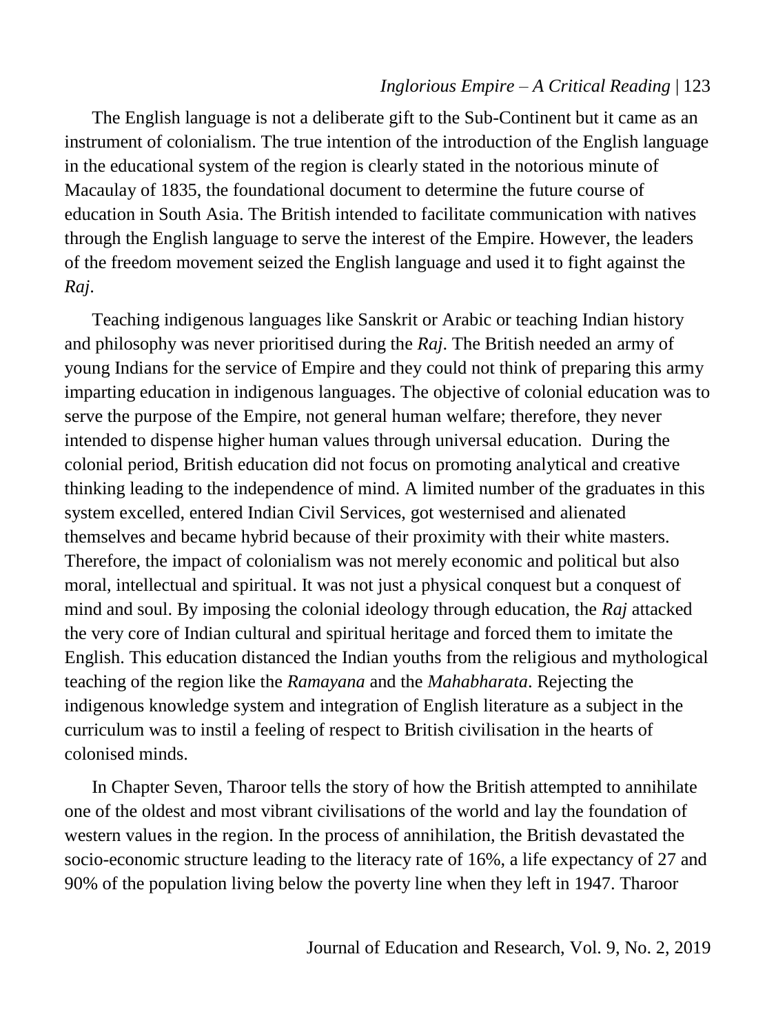The English language is not a deliberate gift to the Sub-Continent but it came as an instrument of colonialism. The true intention of the introduction of the English language in the educational system of the region is clearly stated in the notorious minute of Macaulay of 1835, the foundational document to determine the future course of education in South Asia. The British intended to facilitate communication with natives through the English language to serve the interest of the Empire. However, the leaders of the freedom movement seized the English language and used it to fight against the *Raj*.

Teaching indigenous languages like Sanskrit or Arabic or teaching Indian history and philosophy was never prioritised during the *Raj*. The British needed an army of young Indians for the service of Empire and they could not think of preparing this army imparting education in indigenous languages. The objective of colonial education was to serve the purpose of the Empire, not general human welfare; therefore, they never intended to dispense higher human values through universal education. During the colonial period, British education did not focus on promoting analytical and creative thinking leading to the independence of mind. A limited number of the graduates in this system excelled, entered Indian Civil Services, got westernised and alienated themselves and became hybrid because of their proximity with their white masters. Therefore, the impact of colonialism was not merely economic and political but also moral, intellectual and spiritual. It was not just a physical conquest but a conquest of mind and soul. By imposing the colonial ideology through education, the *Raj* attacked the very core of Indian cultural and spiritual heritage and forced them to imitate the English. This education distanced the Indian youths from the religious and mythological teaching of the region like the *Ramayana* and the *Mahabharata*. Rejecting the indigenous knowledge system and integration of English literature as a subject in the curriculum was to instil a feeling of respect to British civilisation in the hearts of colonised minds.

In Chapter Seven, Tharoor tells the story of how the British attempted to annihilate one of the oldest and most vibrant civilisations of the world and lay the foundation of western values in the region. In the process of annihilation, the British devastated the socio-economic structure leading to the literacy rate of 16%, a life expectancy of 27 and 90% of the population living below the poverty line when they left in 1947. Tharoor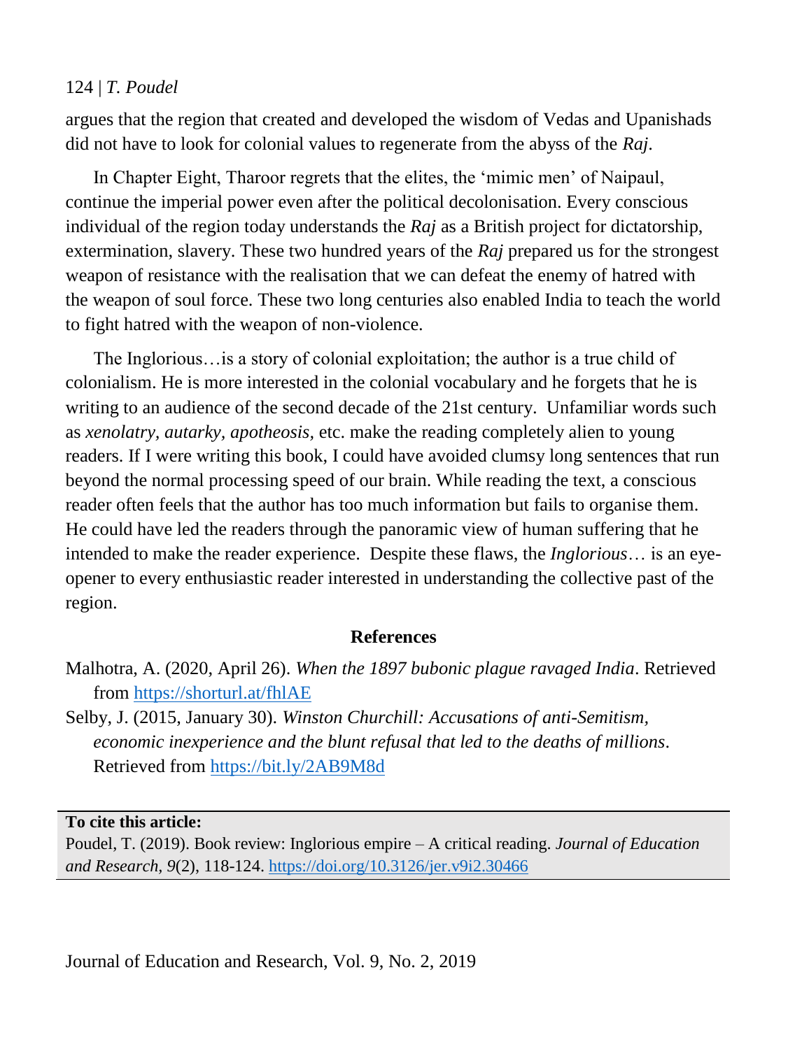argues that the region that created and developed the wisdom of Vedas and Upanishads did not have to look for colonial values to regenerate from the abyss of the *Raj*.

In Chapter Eight, Tharoor regrets that the elites, the 'mimic men' of Naipaul, continue the imperial power even after the political decolonisation. Every conscious individual of the region today understands the *Raj* as a British project for dictatorship, extermination, slavery. These two hundred years of the *Raj* prepared us for the strongest weapon of resistance with the realisation that we can defeat the enemy of hatred with the weapon of soul force. These two long centuries also enabled India to teach the world to fight hatred with the weapon of non-violence.

The Inglorious…is a story of colonial exploitation; the author is a true child of colonialism. He is more interested in the colonial vocabulary and he forgets that he is writing to an audience of the second decade of the 21st century. Unfamiliar words such as *xenolatry, autarky, apotheosis,* etc. make the reading completely alien to young readers. If I were writing this book, I could have avoided clumsy long sentences that run beyond the normal processing speed of our brain. While reading the text, a conscious reader often feels that the author has too much information but fails to organise them. He could have led the readers through the panoramic view of human suffering that he intended to make the reader experience. Despite these flaws, the *Inglorious*… is an eye-opener to every enthusiastic reader interested in understanding the collective past of the region.

## References

Malhotra, A. (2020, April 26). *When the 1897 bubonic plague ravaged India*. Retrieved from https://shorturl.at/fhlAE

Selby, J. (2015, January 30). *Winston Churchill: Accusations of anti-Semitism, economic inexperience and the blunt refusal that led to the deaths of millions*. Retrieved from https://bit.ly/2AB9M8d

**To cite this article:**
Poudel, T. (2019). Book review: Inglorious empire – A critical reading. *Journal of Education and Research, 9*(2), 118-124. https://doi.org/10.3126/jer.v9i2.30466